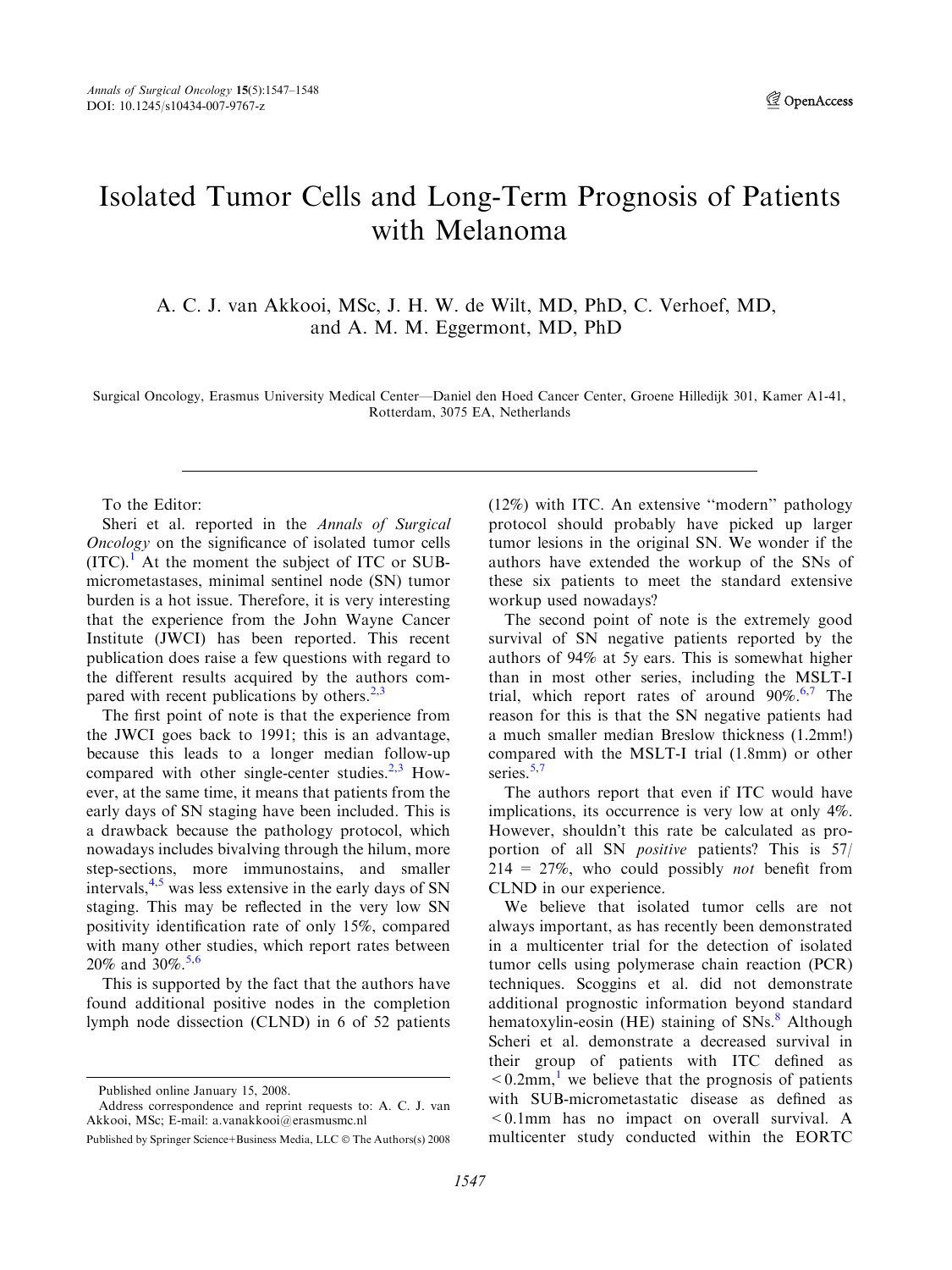# Isolated Tumor Cells and Long-Term Prognosis of Patients with Melanoma

A. C. J. van Akkooi, MSc, J. H. W. de Wilt, MD, PhD, C. Verhoef, MD, and A. M. M. Eggermont, MD, PhD

Surgical Oncology, Erasmus University Medical Center—Daniel den Hoed Cancer Center, Groene Hilledijk 301, Kamer A1-41, Rotterdam, 3075 EA, Netherlands

---

To the Editor:

Sheri et al. reported in the *Annals of Surgical Oncology* on the significance of isolated tumor cells (ITC).[1] At the moment the subject of ITC or SUB-micrometastases, minimal sentinel node (SN) tumor burden is a hot issue. Therefore, it is very interesting that the experience from the John Wayne Cancer Institute (JWCI) has been reported. This recent publication does raise a few questions with regard to the different results acquired by the authors compared with recent publications by others.[2,3]

The first point of note is that the experience from the JWCI goes back to 1991; this is an advantage, because this leads to a longer median follow-up compared with other single-center studies.[2,3] However, at the same time, it means that patients from the early days of SN staging have been included. This is a drawback because the pathology protocol, which nowadays includes bivalving through the hilum, more step-sections, more immunostains, and smaller intervals,[4,5] was less extensive in the early days of SN staging. This may be reflected in the very low SN positivity identification rate of only 15%, compared with many other studies, which report rates between 20% and 30%.[5,6]

This is supported by the fact that the authors have found additional positive nodes in the completion lymph node dissection (CLND) in 6 of 52 patients (12%) with ITC. An extensive "modern" pathology protocol should probably have picked up larger tumor lesions in the original SN. We wonder if the authors have extended the workup of the SNs of these six patients to meet the standard extensive workup used nowadays?

The second point of note is the extremely good survival of SN negative patients reported by the authors of 94% at 5y ears. This is somewhat higher than in most other series, including the MSLT-I trial, which report rates of around 90%.[6,7] The reason for this is that the SN negative patients had a much smaller median Breslow thickness (1.2mm!) compared with the MSLT-I trial (1.8mm) or other series.[5,7]

The authors report that even if ITC would have implications, its occurrence is very low at only 4%. However, shouldn't this rate be calculated as proportion of all SN *positive* patients? This is 57/214 = 27%, who could possibly *not* benefit from CLND in our experience.

We believe that isolated tumor cells are not always important, as has recently been demonstrated in a multicenter trial for the detection of isolated tumor cells using polymerase chain reaction (PCR) techniques. Scoggins et al. did not demonstrate additional prognostic information beyond standard hematoxylin-eosin (HE) staining of SNs.[8] Although Scheri et al. demonstrate a decreased survival in their group of patients with ITC defined as $<0.2$mm,[1] we believe that the prognosis of patients with SUB-micrometastatic disease as defined as $<0.1$mm has no impact on overall survival. A multicenter study conducted within the EORTC

---

Published online January 15, 2008.

Address correspondence and reprint requests to: A. C. J. van Akkooi, MSc; E-mail: a.vanakkooi@erasmusmc.nl

Published by Springer Science+Business Media, LLC © The Authors(s) 2008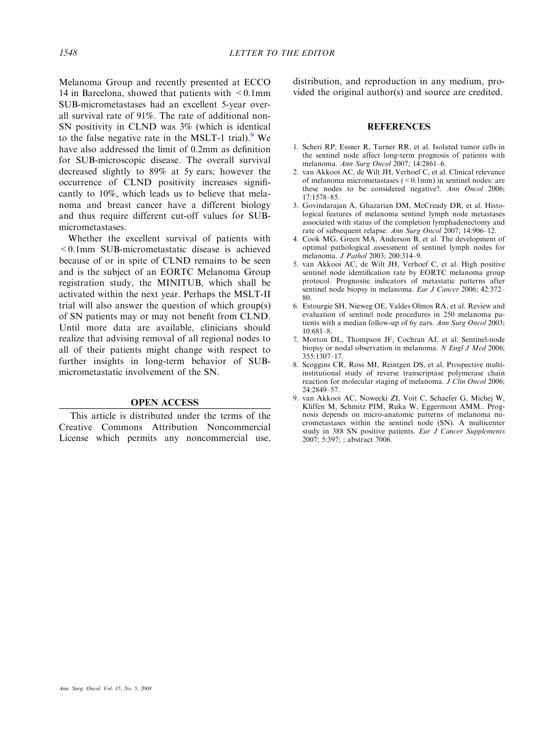Melanoma Group and recently presented at ECCO 14 in Barcelona, showed that patients with <0.1mm SUB-micrometastases had an excellent 5-year overall survival rate of 91%. The rate of additional non-SN positivity in CLND was 3% (which is identical to the false negative rate in the MSLT-1 trial).[9] We have also addressed the limit of 0.2mm as definition for SUB-microscopic disease. The overall survival decreased slightly to 89% at 5y ears; however the occurrence of CLND positivity increases significantly to 10%, which leads us to believe that melanoma and breast cancer have a different biology and thus require different cut-off values for SUB-micrometastases.

Whether the excellent survival of patients with <0.1mm SUB-micrometastatic disease is achieved because of or in spite of CLND remains to be seen and is the subject of an EORTC Melanoma Group registration study, the MINITUB, which shall be activated within the next year. Perhaps the MSLT-II trial will also answer the question of which group(s) of SN patients may or may not benefit from CLND. Until more data are available, clinicians should realize that advising removal of all regional nodes to all of their patients might change with respect to further insights in long-term behavior of SUB-micrometastatic involvement of the SN.

## OPEN ACCESS

This article is distributed under the terms of the Creative Commons Attribution Noncommercial License which permits any noncommercial use, distribution, and reproduction in any medium, provided the original author(s) and source are credited.

## REFERENCES

1. Scheri RP, Essner R, Turner RR, et al. Isolated tumor cells in the sentinel node affect long-term prognosis of patients with melanoma. *Ann Surg Oncol* 2007; 14:2861–6.
2. van Akkooi AC, de Wilt JH, Verhoef C, et al. Clinical relevance of melanoma micrometastases (<0.1mm) in sentinel nodes: are these nodes to be considered negative?. *Ann Oncol* 2006; 17:1578–85.
3. Govindarajan A, Ghazarian DM, McCready DR, et al. Histological features of melanoma sentinel lymph node metastases associated with status of the completion lymphadenectomy and rate of subsequent relapse. *Ann Surg Oncol* 2007; 14:906–12.
4. Cook MG, Green MA, Anderson B, et al. The development of optimal pathological assessment of sentinel lymph nodes for melanoma. *J Pathol* 2003; 200:314–9.
5. van Akkooi AC, de Wilt JH, Verhoef C, et al. High positive sentinel node identification rate by EORTC melanoma group protocol. Prognostic indicators of metastatic patterns after sentinel node biopsy in melanoma. *Eur J Cancer* 2006; 42:372–80.
6. Estourgie SH, Nieweg OE, Valdes Olmos RA, et al. Review and evaluation of sentinel node procedures in 250 melanoma patients with a median follow-up of 6y ears. *Ann Surg Oncol* 2003; 10:681–8.
7. Morton DL, Thompson JF, Cochran AJ, et al. Sentinel-node biopsy or nodal observation in melanoma. *N Engl J Med* 2006; 355:1307–17.
8. Scoggins CR, Ross MI, Reintgen DS, et al. Prospective multi-institutional study of reverse transcriptase polymerase chain reaction for molecular staging of melanoma. *J Clin Oncol* 2006; 24:2849–57.
9. van Akkooi AC, Nowecki ZI, Voit C, Schaefer G, Michej W, Kliffen M, Schmitz PIM, Ruka W, Eggermont AMM.. Prognosis depends on micro-anatomic patterns of melanoma micrometastases within the sentinel node (SN). A multicenter study in 388 SN positive patients. *Eur J Cancer Supplements* 2007; 5:397; ; abstract 7006.